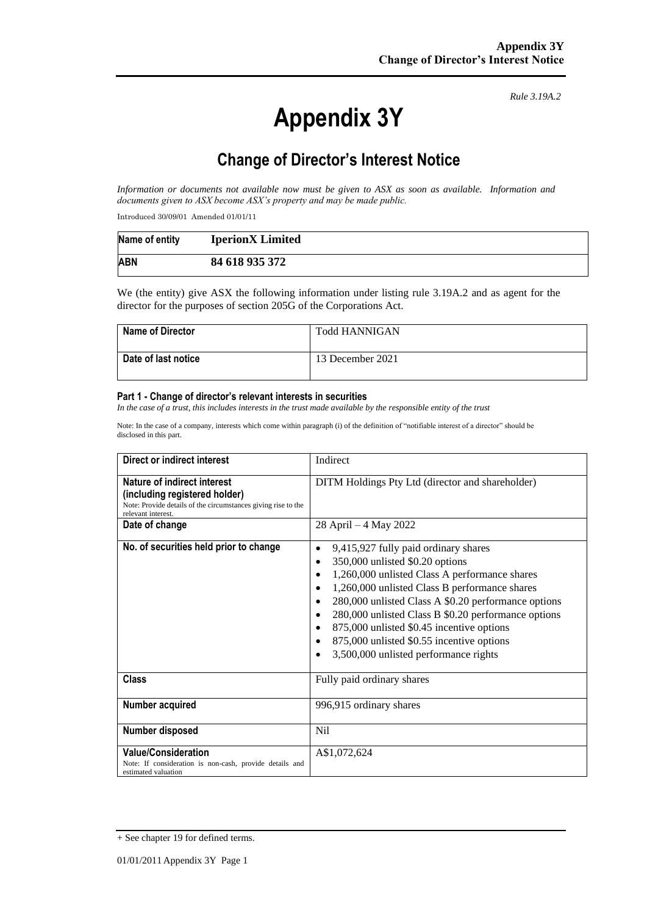*Rule 3.19A.2*

# Appendix 3Y

## Change of Director's Interest Notice

*Information or documents not available now must be given to ASX as soon as available. Information and documents given to ASX become ASX's property and may be made public.*

Introduced 30/09/01 Amended 01/01/11

| Name of entity | IperionX Limited |
|---|---|
| ABN | 84 618 935 372 |

We (the entity) give ASX the following information under listing rule 3.19A.2 and as agent for the director for the purposes of section 205G of the Corporations Act.

| Name of Director | Todd HANNIGAN |
|---|---|
| Date of last notice | 13 December 2021 |

#### Part 1 - Change of director's relevant interests in securities

*In the case of a trust, this includes interests in the trust made available by the responsible entity of the trust*

Note: In the case of a company, interests which come within paragraph (i) of the definition of "notifiable interest of a director" should be disclosed in this part.

| Direct or indirect interest | Indirect |
|---|---|
| **Nature of indirect interest (including registered holder)**<br>Note: Provide details of the circumstances giving rise to the relevant interest. | DITM Holdings Pty Ltd (director and shareholder) |
| **Date of change** | 28 April – 4 May 2022 |
| **No. of securities held prior to change** | • 9,415,927 fully paid ordinary shares<br>• 350,000 unlisted $0.20 options<br>• 1,260,000 unlisted Class A performance shares<br>• 1,260,000 unlisted Class B performance shares<br>• 280,000 unlisted Class A $0.20 performance options<br>• 280,000 unlisted Class B $0.20 performance options<br>• 875,000 unlisted $0.45 incentive options<br>• 875,000 unlisted $0.55 incentive options<br>• 3,500,000 unlisted performance rights |
| **Class** | Fully paid ordinary shares |
| **Number acquired** | 996,915 ordinary shares |
| **Number disposed** | Nil |
| **Value/Consideration**<br>Note: If consideration is non-cash, provide details and estimated valuation | A$1,072,624 |

+ See chapter 19 for defined terms.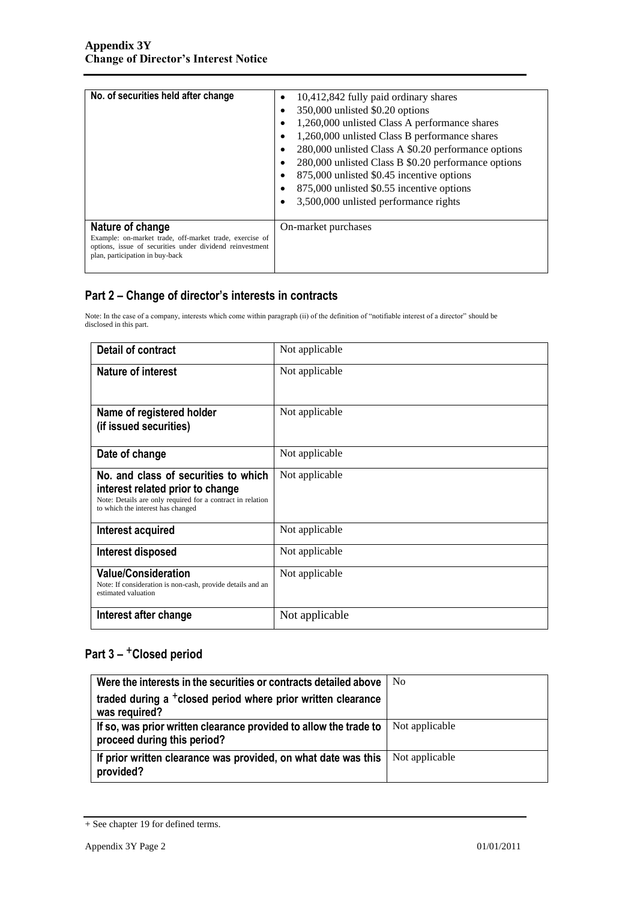| | |
|---|---|
| **No. of securities held after change** | • 10,412,842 fully paid ordinary shares<br>• 350,000 unlisted $0.20 options<br>• 1,260,000 unlisted Class A performance shares<br>• 1,260,000 unlisted Class B performance shares<br>• 280,000 unlisted Class A $0.20 performance options<br>• 280,000 unlisted Class B $0.20 performance options<br>• 875,000 unlisted $0.45 incentive options<br>• 875,000 unlisted $0.55 incentive options<br>• 3,500,000 unlisted performance rights |
| **Nature of change**<br>Example: on-market trade, off-market trade, exercise of options, issue of securities under dividend reinvestment plan, participation in buy-back | On-market purchases |

## Part 2 – Change of director's interests in contracts

Note: In the case of a company, interests which come within paragraph (ii) of the definition of "notifiable interest of a director" should be disclosed in this part.

| | |
|---|---|
| **Detail of contract** | Not applicable |
| **Nature of interest** | Not applicable |
| **Name of registered holder (if issued securities)** | Not applicable |
| **Date of change** | Not applicable |
| **No. and class of securities to which interest related prior to change**<br>Note: Details are only required for a contract in relation to which the interest has changed | Not applicable |
| **Interest acquired** | Not applicable |
| **Interest disposed** | Not applicable |
| **Value/Consideration**<br>Note: If consideration is non-cash, provide details and an estimated valuation | Not applicable |
| **Interest after change** | Not applicable |

## Part 3 – +Closed period

| | |
|---|---|
| **Were the interests in the securities or contracts detailed above traded during a +closed period where prior written clearance was required?** | No |
| **If so, was prior written clearance provided to allow the trade to proceed during this period?** | Not applicable |
| **If prior written clearance was provided, on what date was this provided?** | Not applicable |

+ See chapter 19 for defined terms.